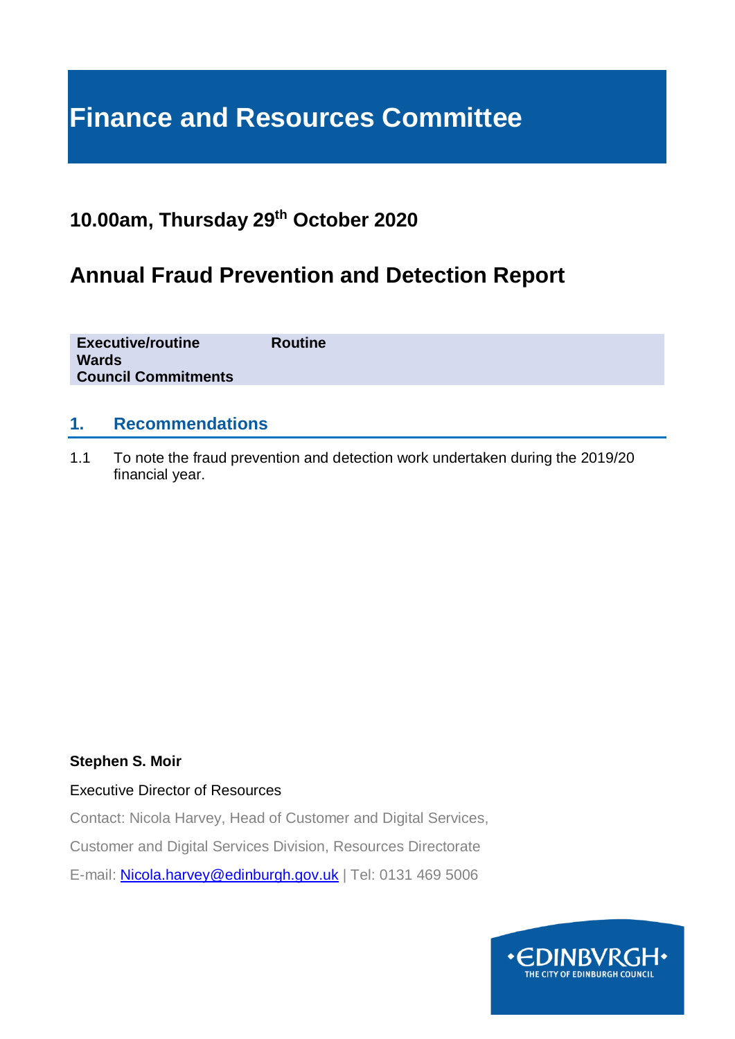# Finance and Resources Committee

## 10.00am, Thursday 29th October 2020

## Annual Fraud Prevention and Detection Report

| | |
|---|---|
| **Executive/routine** | **Routine** |
| **Wards** | |
| **Council Commitments** | |

### 1. Recommendations

1.1 To note the fraud prevention and detection work undertaken during the 2019/20 financial year.

**Stephen S. Moir**

Executive Director of Resources

Contact: Nicola Harvey, Head of Customer and Digital Services,

Customer and Digital Services Division, Resources Directorate

E-mail: Nicola.harvey@edinburgh.gov.uk | Tel: 0131 469 5006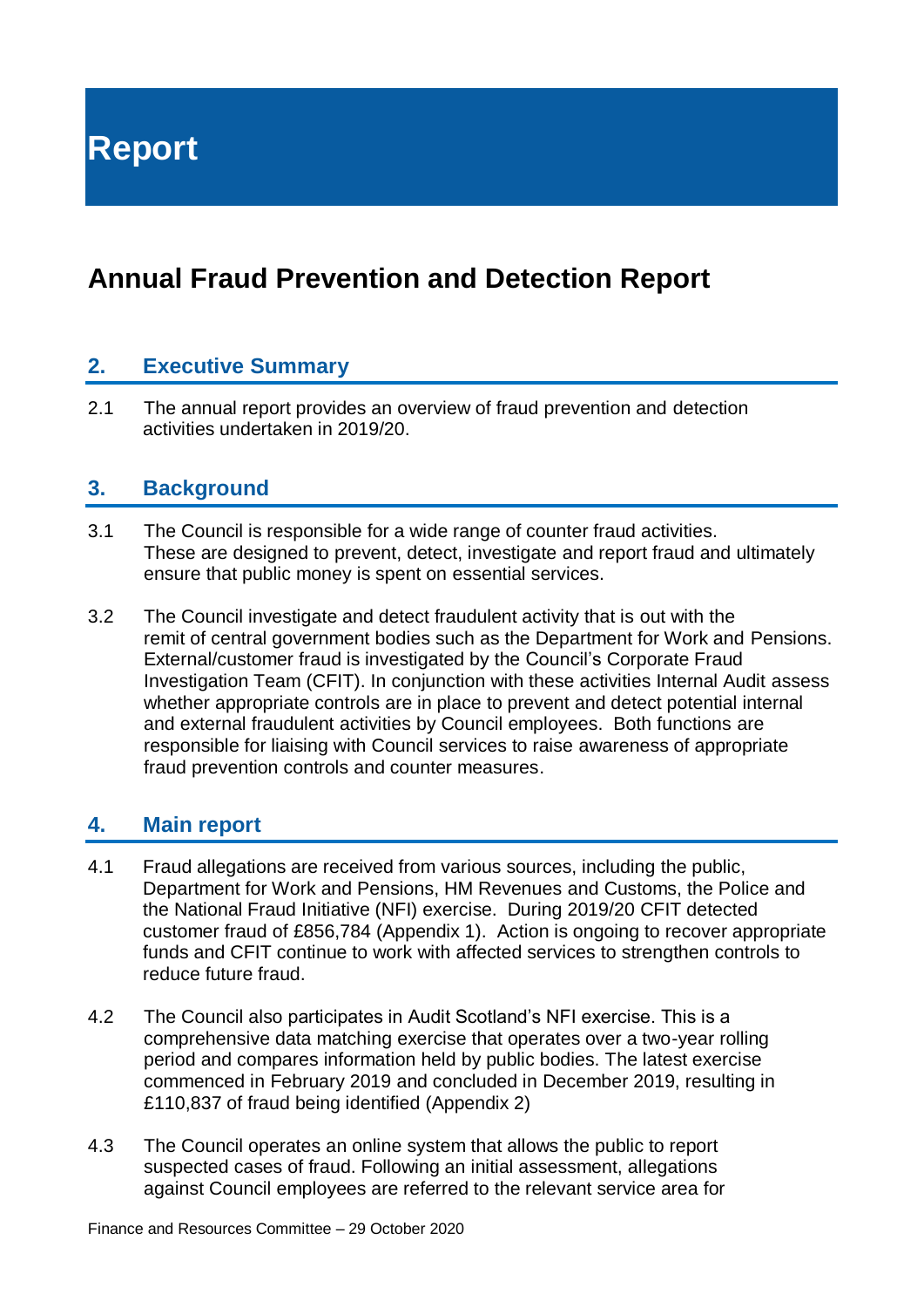# Report

## Annual Fraud Prevention and Detection Report

### 2. Executive Summary

2.1 The annual report provides an overview of fraud prevention and detection activities undertaken in 2019/20.

### 3. Background

3.1 The Council is responsible for a wide range of counter fraud activities. These are designed to prevent, detect, investigate and report fraud and ultimately ensure that public money is spent on essential services.

3.2 The Council investigate and detect fraudulent activity that is out with the remit of central government bodies such as the Department for Work and Pensions. External/customer fraud is investigated by the Council's Corporate Fraud Investigation Team (CFIT). In conjunction with these activities Internal Audit assess whether appropriate controls are in place to prevent and detect potential internal and external fraudulent activities by Council employees. Both functions are responsible for liaising with Council services to raise awareness of appropriate fraud prevention controls and counter measures.

### 4. Main report

4.1 Fraud allegations are received from various sources, including the public, Department for Work and Pensions, HM Revenues and Customs, the Police and the National Fraud Initiative (NFI) exercise. During 2019/20 CFIT detected customer fraud of £856,784 (Appendix 1). Action is ongoing to recover appropriate funds and CFIT continue to work with affected services to strengthen controls to reduce future fraud.

4.2 The Council also participates in Audit Scotland's NFI exercise. This is a comprehensive data matching exercise that operates over a two-year rolling period and compares information held by public bodies. The latest exercise commenced in February 2019 and concluded in December 2019, resulting in £110,837 of fraud being identified (Appendix 2)

4.3 The Council operates an online system that allows the public to report suspected cases of fraud. Following an initial assessment, allegations against Council employees are referred to the relevant service area for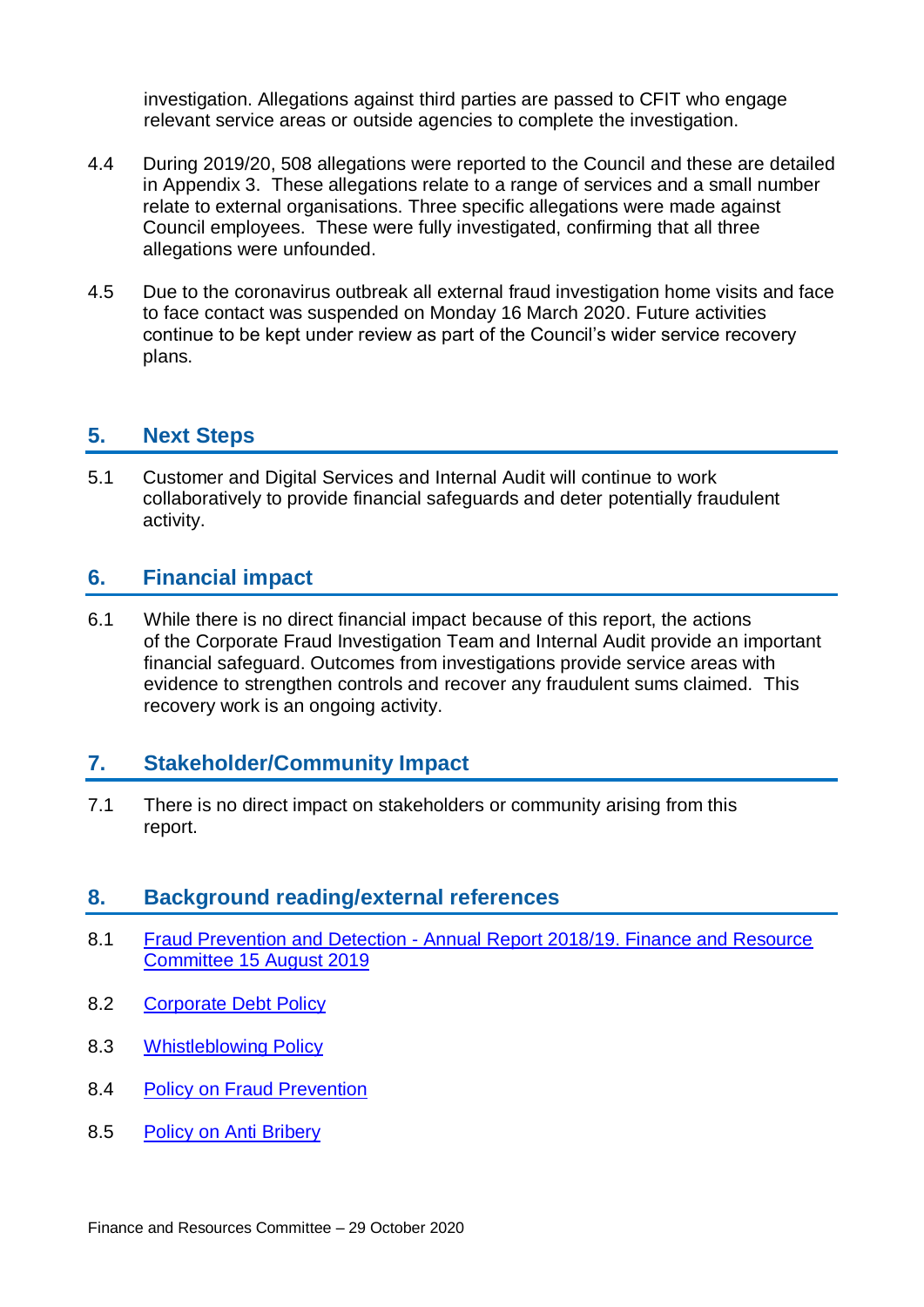investigation. Allegations against third parties are passed to CFIT who engage relevant service areas or outside agencies to complete the investigation.

4.4 During 2019/20, 508 allegations were reported to the Council and these are detailed in Appendix 3. These allegations relate to a range of services and a small number relate to external organisations. Three specific allegations were made against Council employees. These were fully investigated, confirming that all three allegations were unfounded.

4.5 Due to the coronavirus outbreak all external fraud investigation home visits and face to face contact was suspended on Monday 16 March 2020. Future activities continue to be kept under review as part of the Council's wider service recovery plans.

## 5. Next Steps

5.1 Customer and Digital Services and Internal Audit will continue to work collaboratively to provide financial safeguards and deter potentially fraudulent activity.

## 6. Financial impact

6.1 While there is no direct financial impact because of this report, the actions of the Corporate Fraud Investigation Team and Internal Audit provide an important financial safeguard. Outcomes from investigations provide service areas with evidence to strengthen controls and recover any fraudulent sums claimed. This recovery work is an ongoing activity.

## 7. Stakeholder/Community Impact

7.1 There is no direct impact on stakeholders or community arising from this report.

## 8. Background reading/external references

8.1 Fraud Prevention and Detection - Annual Report 2018/19. Finance and Resource Committee 15 August 2019

8.2 Corporate Debt Policy

8.3 Whistleblowing Policy

8.4 Policy on Fraud Prevention

8.5 Policy on Anti Bribery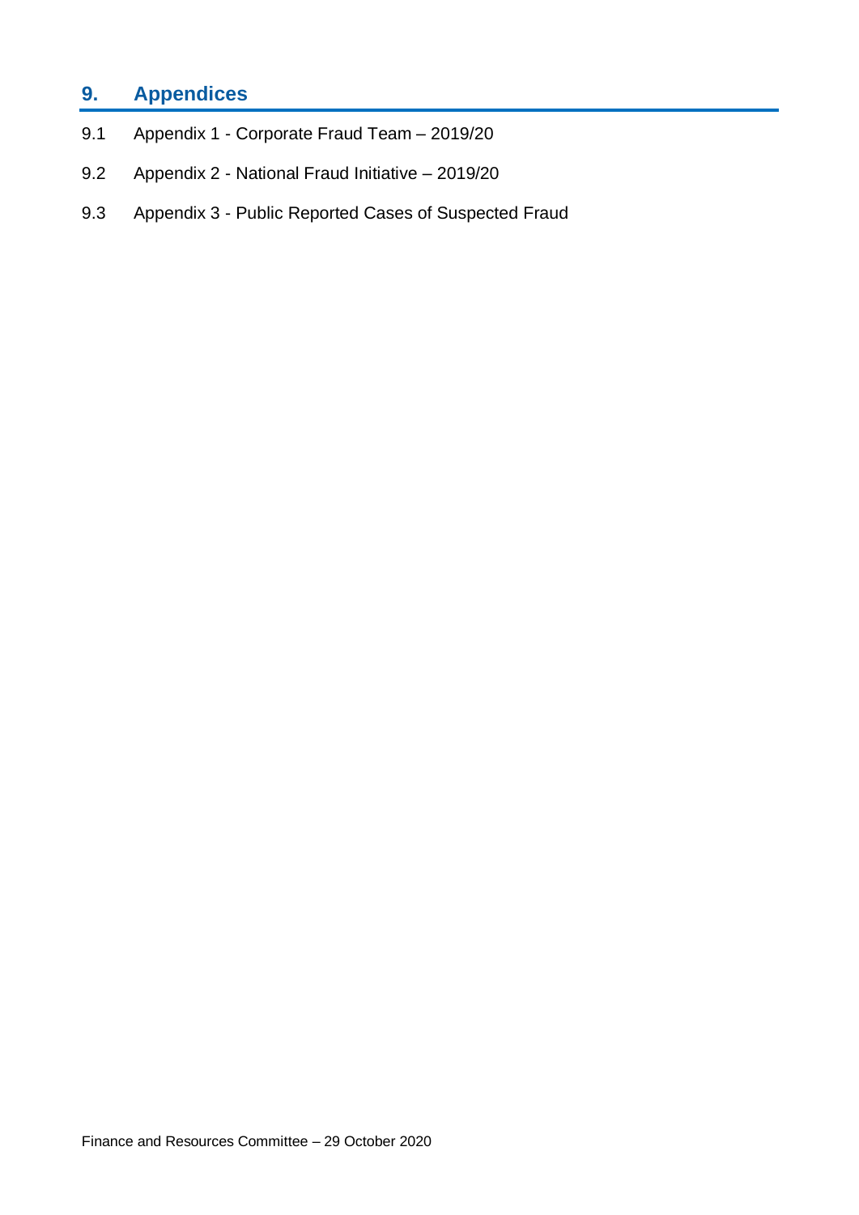## 9. Appendices

9.1 Appendix 1 - Corporate Fraud Team – 2019/20

9.2 Appendix 2 - National Fraud Initiative – 2019/20

9.3 Appendix 3 - Public Reported Cases of Suspected Fraud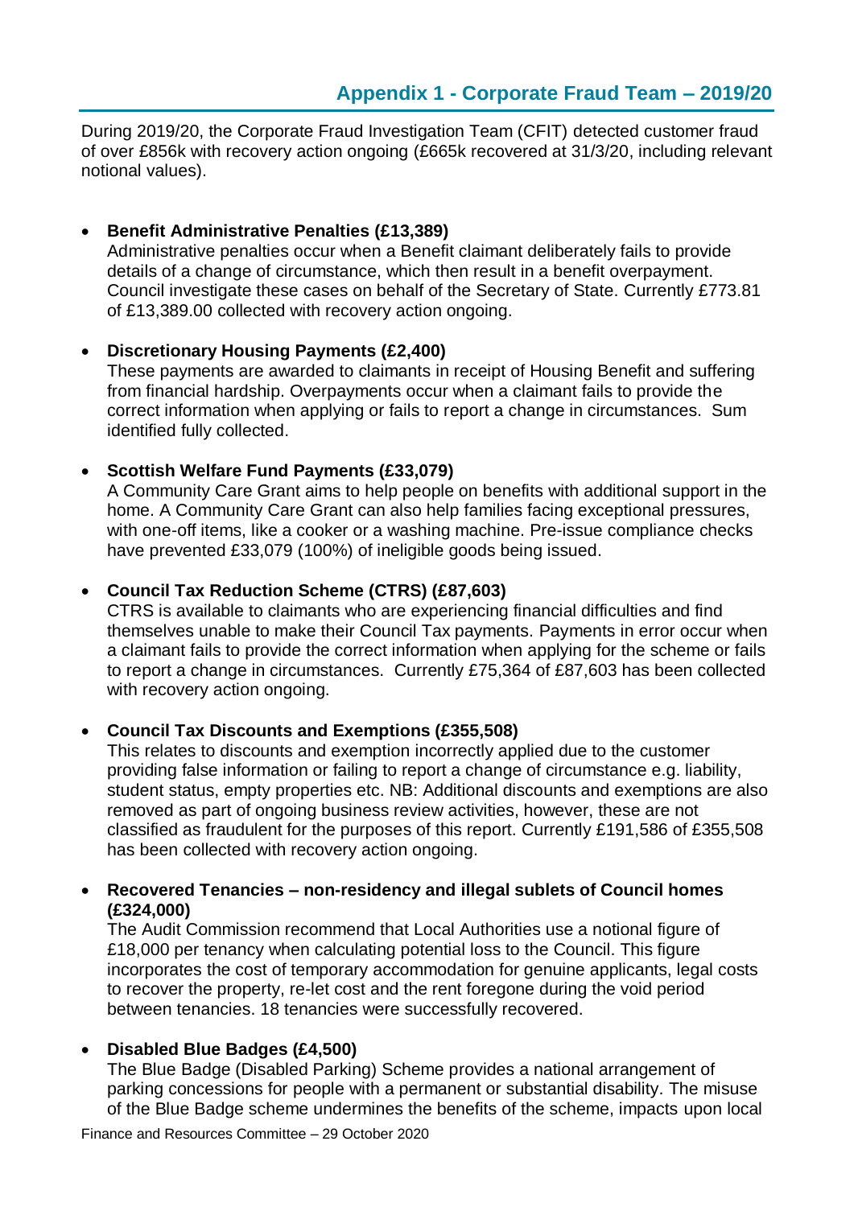## Appendix 1 - Corporate Fraud Team – 2019/20

During 2019/20, the Corporate Fraud Investigation Team (CFIT) detected customer fraud of over £856k with recovery action ongoing (£665k recovered at 31/3/20, including relevant notional values).

- **Benefit Administrative Penalties (£13,389)**
  Administrative penalties occur when a Benefit claimant deliberately fails to provide details of a change of circumstance, which then result in a benefit overpayment. Council investigate these cases on behalf of the Secretary of State. Currently £773.81 of £13,389.00 collected with recovery action ongoing.

- **Discretionary Housing Payments (£2,400)**
  These payments are awarded to claimants in receipt of Housing Benefit and suffering from financial hardship. Overpayments occur when a claimant fails to provide the correct information when applying or fails to report a change in circumstances. Sum identified fully collected.

- **Scottish Welfare Fund Payments (£33,079)**
  A Community Care Grant aims to help people on benefits with additional support in the home. A Community Care Grant can also help families facing exceptional pressures, with one-off items, like a cooker or a washing machine. Pre-issue compliance checks have prevented £33,079 (100%) of ineligible goods being issued.

- **Council Tax Reduction Scheme (CTRS) (£87,603)**
  CTRS is available to claimants who are experiencing financial difficulties and find themselves unable to make their Council Tax payments. Payments in error occur when a claimant fails to provide the correct information when applying for the scheme or fails to report a change in circumstances. Currently £75,364 of £87,603 has been collected with recovery action ongoing.

- **Council Tax Discounts and Exemptions (£355,508)**
  This relates to discounts and exemption incorrectly applied due to the customer providing false information or failing to report a change of circumstance e.g. liability, student status, empty properties etc. NB: Additional discounts and exemptions are also removed as part of ongoing business review activities, however, these are not classified as fraudulent for the purposes of this report. Currently £191,586 of £355,508 has been collected with recovery action ongoing.

- **Recovered Tenancies – non-residency and illegal sublets of Council homes (£324,000)**
  The Audit Commission recommend that Local Authorities use a notional figure of £18,000 per tenancy when calculating potential loss to the Council. This figure incorporates the cost of temporary accommodation for genuine applicants, legal costs to recover the property, re-let cost and the rent foregone during the void period between tenancies. 18 tenancies were successfully recovered.

- **Disabled Blue Badges (£4,500)**
  The Blue Badge (Disabled Parking) Scheme provides a national arrangement of parking concessions for people with a permanent or substantial disability. The misuse of the Blue Badge scheme undermines the benefits of the scheme, impacts upon local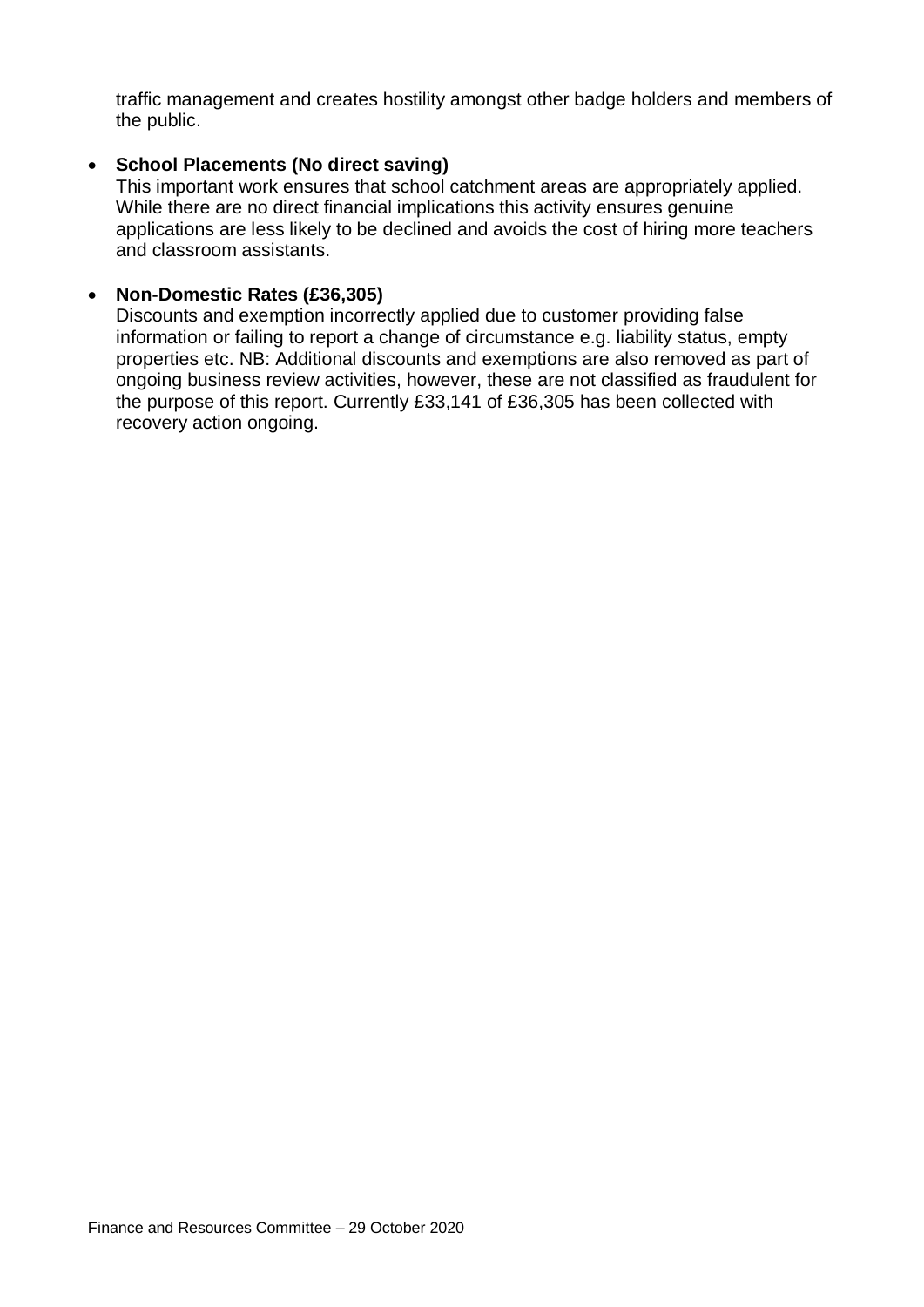traffic management and creates hostility amongst other badge holders and members of the public.

- **School Placements (No direct saving)**
  This important work ensures that school catchment areas are appropriately applied. While there are no direct financial implications this activity ensures genuine applications are less likely to be declined and avoids the cost of hiring more teachers and classroom assistants.

- **Non-Domestic Rates (£36,305)**
  Discounts and exemption incorrectly applied due to customer providing false information or failing to report a change of circumstance e.g. liability status, empty properties etc. NB: Additional discounts and exemptions are also removed as part of ongoing business review activities, however, these are not classified as fraudulent for the purpose of this report. Currently £33,141 of £36,305 has been collected with recovery action ongoing.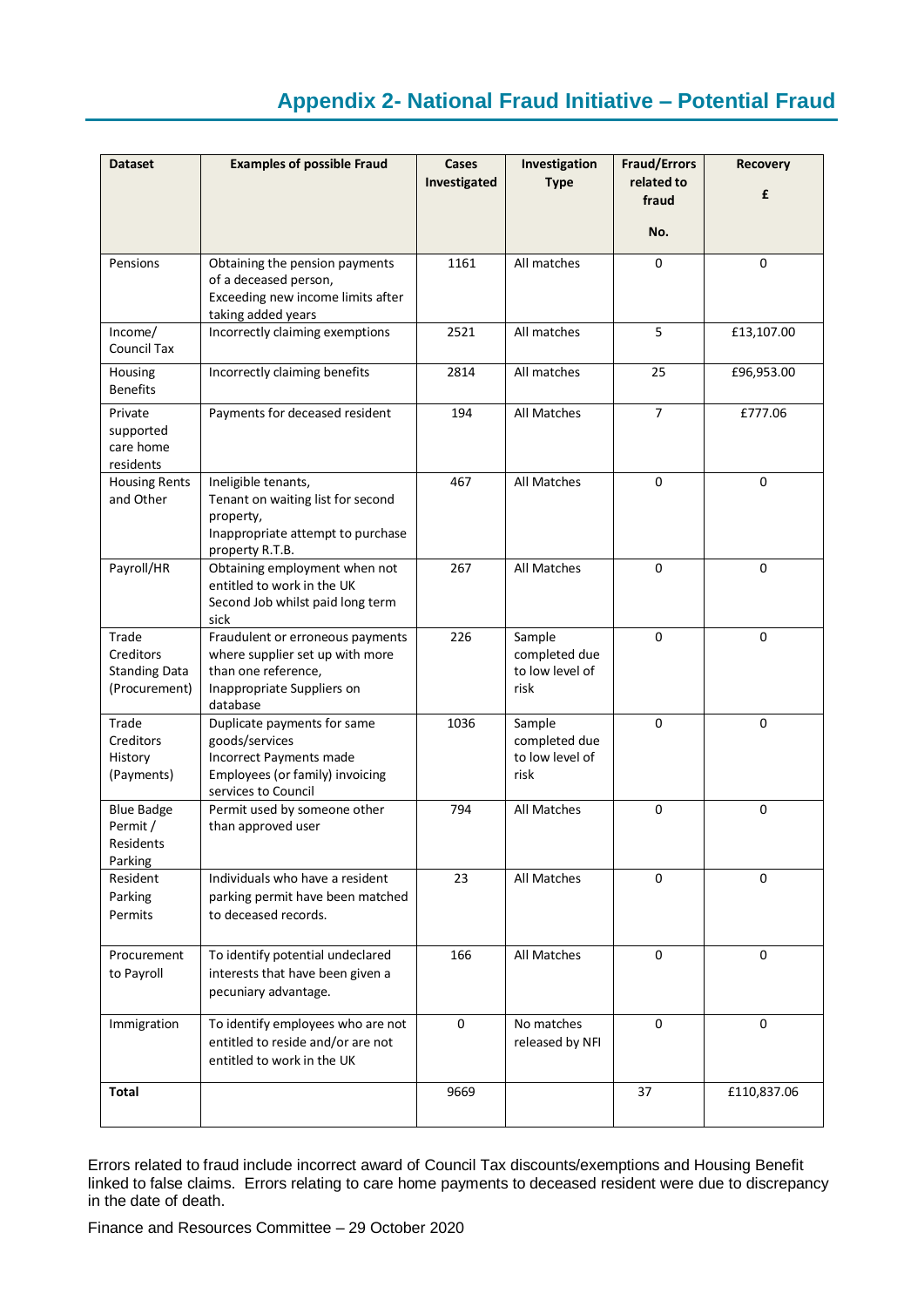# Appendix 2- National Fraud Initiative – Potential Fraud

| Dataset | Examples of possible Fraud | Cases Investigated | Investigation Type | Fraud/Errors related to fraud<br>No. | Recovery<br>£ |
|---|---|---|---|---|---|
| Pensions | Obtaining the pension payments of a deceased person,<br>Exceeding new income limits after taking added years | 1161 | All matches | 0 | 0 |
| Income/ Council Tax | Incorrectly claiming exemptions | 2521 | All matches | 5 | £13,107.00 |
| Housing Benefits | Incorrectly claiming benefits | 2814 | All matches | 25 | £96,953.00 |
| Private supported care home residents | Payments for deceased resident | 194 | All Matches | 7 | £777.06 |
| Housing Rents and Other | Ineligible tenants,<br>Tenant on waiting list for second property,<br>Inappropriate attempt to purchase property R.T.B. | 467 | All Matches | 0 | 0 |
| Payroll/HR | Obtaining employment when not entitled to work in the UK<br>Second Job whilst paid long term sick | 267 | All Matches | 0 | 0 |
| Trade Creditors Standing Data (Procurement) | Fraudulent or erroneous payments where supplier set up with more than one reference,<br>Inappropriate Suppliers on database | 226 | Sample completed due to low level of risk | 0 | 0 |
| Trade Creditors History (Payments) | Duplicate payments for same goods/services<br>Incorrect Payments made<br>Employees (or family) invoicing services to Council | 1036 | Sample completed due to low level of risk | 0 | 0 |
| Blue Badge Permit / Residents Parking | Permit used by someone other than approved user | 794 | All Matches | 0 | 0 |
| Resident Parking Permits | Individuals who have a resident parking permit have been matched to deceased records. | 23 | All Matches | 0 | 0 |
| Procurement to Payroll | To identify potential undeclared interests that have been given a pecuniary advantage. | 166 | All Matches | 0 | 0 |
| Immigration | To identify employees who are not entitled to reside and/or are not entitled to work in the UK | 0 | No matches released by NFI | 0 | 0 |
| **Total** | | 9669 | | 37 | £110,837.06 |

Errors related to fraud include incorrect award of Council Tax discounts/exemptions and Housing Benefit linked to false claims. Errors relating to care home payments to deceased resident were due to discrepancy in the date of death.

Finance and Resources Committee – 29 October 2020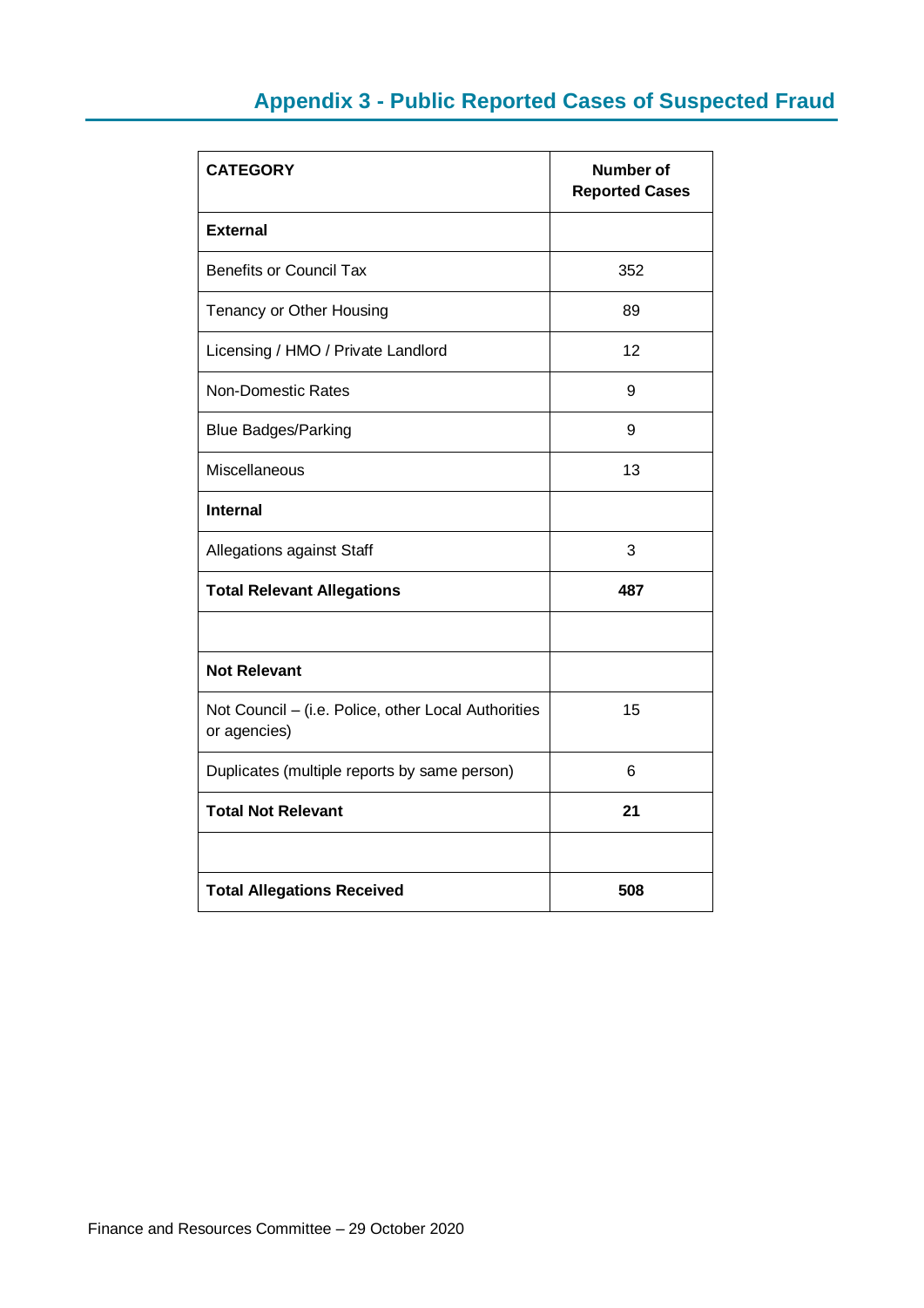# Appendix 3 - Public Reported Cases of Suspected Fraud

| **CATEGORY** | **Number of Reported Cases** |
|---|---|
| **External** | |
| Benefits or Council Tax | 352 |
| Tenancy or Other Housing | 89 |
| Licensing / HMO / Private Landlord | 12 |
| Non-Domestic Rates | 9 |
| Blue Badges/Parking | 9 |
| Miscellaneous | 13 |
| **Internal** | |
| Allegations against Staff | 3 |
| **Total Relevant Allegations** | **487** |
| | |
| **Not Relevant** | |
| Not Council – (i.e. Police, other Local Authorities or agencies) | 15 |
| Duplicates (multiple reports by same person) | 6 |
| **Total Not Relevant** | **21** |
| | |
| **Total Allegations Received** | **508** |